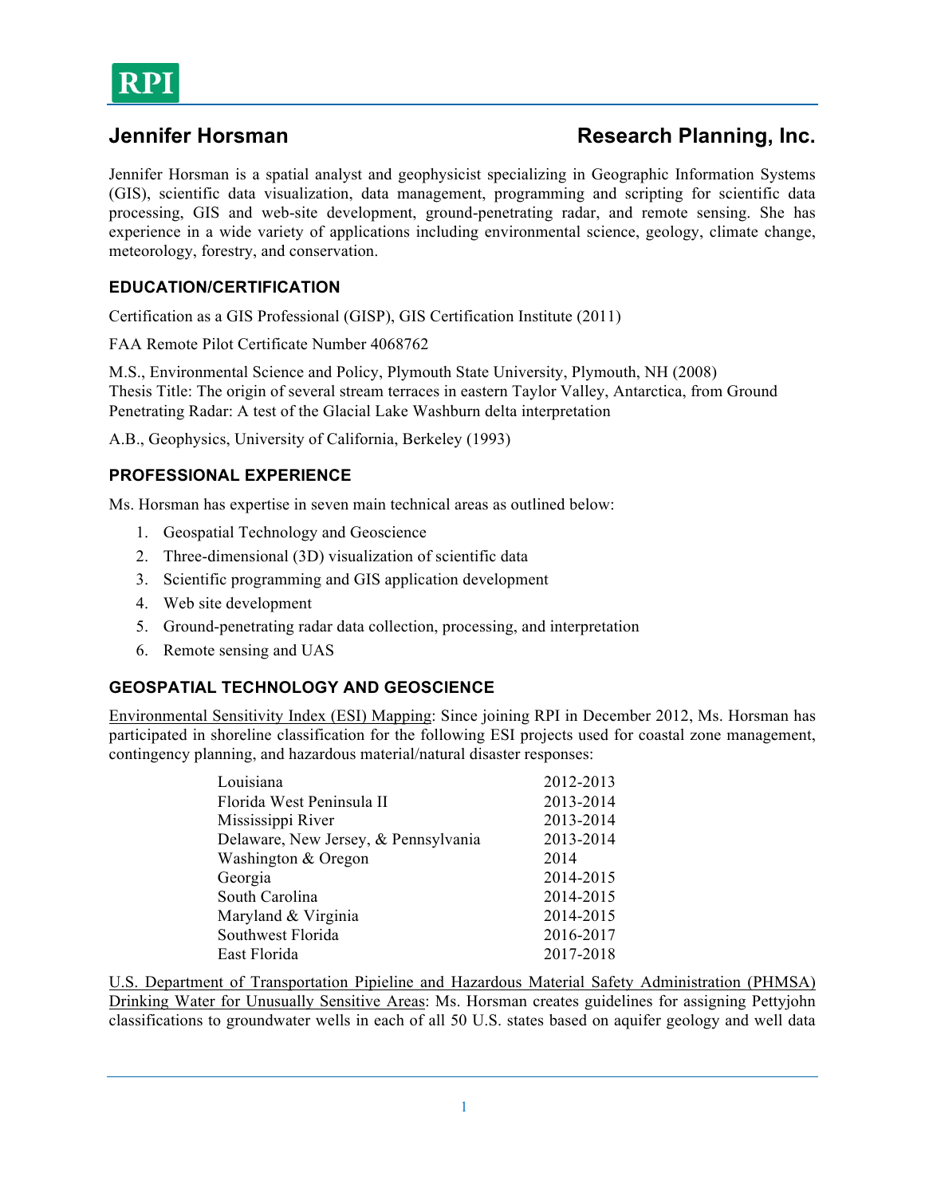RPI

# Jennifer Horsman — Research Planning, Inc.

Jennifer Horsman is a spatial analyst and geophysicist specializing in Geographic Information Systems (GIS), scientific data visualization, data management, programming and scripting for scientific data processing, GIS and web-site development, ground-penetrating radar, and remote sensing. She has experience in a wide variety of applications including environmental science, geology, climate change, meteorology, forestry, and conservation.

## EDUCATION/CERTIFICATION

Certification as a GIS Professional (GISP), GIS Certification Institute (2011)

FAA Remote Pilot Certificate Number 4068762

M.S., Environmental Science and Policy, Plymouth State University, Plymouth, NH (2008)
Thesis Title: The origin of several stream terraces in eastern Taylor Valley, Antarctica, from Ground Penetrating Radar: A test of the Glacial Lake Washburn delta interpretation

A.B., Geophysics, University of California, Berkeley (1993)

## PROFESSIONAL EXPERIENCE

Ms. Horsman has expertise in seven main technical areas as outlined below:

1. Geospatial Technology and Geoscience
2. Three-dimensional (3D) visualization of scientific data
3. Scientific programming and GIS application development
4. Web site development
5. Ground-penetrating radar data collection, processing, and interpretation
6. Remote sensing and UAS

## GEOSPATIAL TECHNOLOGY AND GEOSCIENCE

Environmental Sensitivity Index (ESI) Mapping: Since joining RPI in December 2012, Ms. Horsman has participated in shoreline classification for the following ESI projects used for coastal zone management, contingency planning, and hazardous material/natural disaster responses:

| | |
|---|---|
| Louisiana | 2012-2013 |
| Florida West Peninsula II | 2013-2014 |
| Mississippi River | 2013-2014 |
| Delaware, New Jersey, & Pennsylvania | 2013-2014 |
| Washington & Oregon | 2014 |
| Georgia | 2014-2015 |
| South Carolina | 2014-2015 |
| Maryland & Virginia | 2014-2015 |
| Southwest Florida | 2016-2017 |
| East Florida | 2017-2018 |

U.S. Department of Transportation Pipieline and Hazardous Material Safety Administration (PHMSA) Drinking Water for Unusually Sensitive Areas: Ms. Horsman creates guidelines for assigning Pettyjohn classifications to groundwater wells in each of all 50 U.S. states based on aquifer geology and well data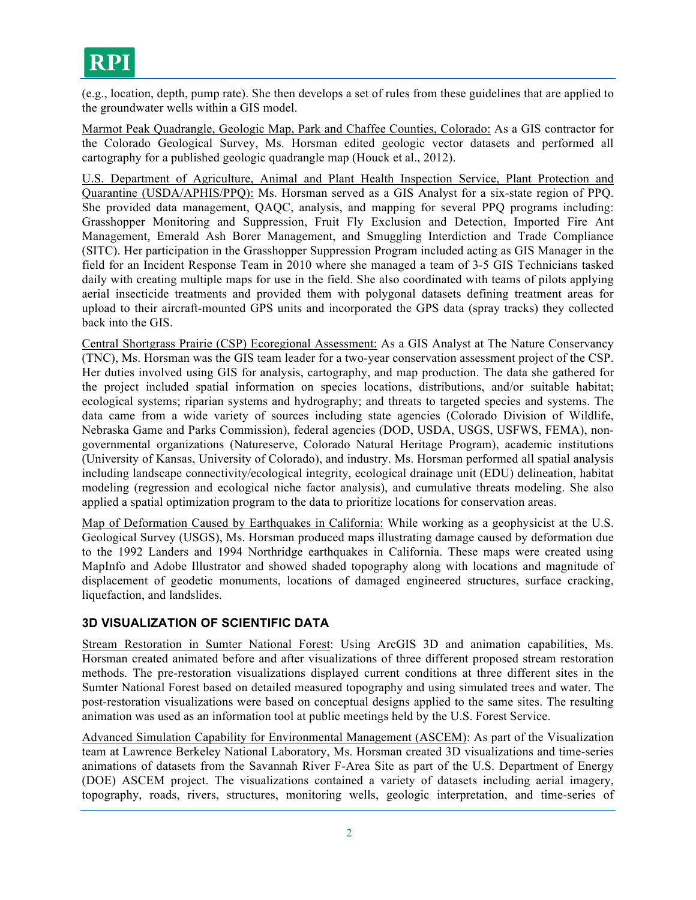(e.g., location, depth, pump rate). She then develops a set of rules from these guidelines that are applied to the groundwater wells within a GIS model.

Marmot Peak Quadrangle, Geologic Map, Park and Chaffee Counties, Colorado: As a GIS contractor for the Colorado Geological Survey, Ms. Horsman edited geologic vector datasets and performed all cartography for a published geologic quadrangle map (Houck et al., 2012).

U.S. Department of Agriculture, Animal and Plant Health Inspection Service, Plant Protection and Quarantine (USDA/APHIS/PPQ): Ms. Horsman served as a GIS Analyst for a six-state region of PPQ. She provided data management, QAQC, analysis, and mapping for several PPQ programs including: Grasshopper Monitoring and Suppression, Fruit Fly Exclusion and Detection, Imported Fire Ant Management, Emerald Ash Borer Management, and Smuggling Interdiction and Trade Compliance (SITC). Her participation in the Grasshopper Suppression Program included acting as GIS Manager in the field for an Incident Response Team in 2010 where she managed a team of 3-5 GIS Technicians tasked daily with creating multiple maps for use in the field. She also coordinated with teams of pilots applying aerial insecticide treatments and provided them with polygonal datasets defining treatment areas for upload to their aircraft-mounted GPS units and incorporated the GPS data (spray tracks) they collected back into the GIS.

Central Shortgrass Prairie (CSP) Ecoregional Assessment: As a GIS Analyst at The Nature Conservancy (TNC), Ms. Horsman was the GIS team leader for a two-year conservation assessment project of the CSP. Her duties involved using GIS for analysis, cartography, and map production. The data she gathered for the project included spatial information on species locations, distributions, and/or suitable habitat; ecological systems; riparian systems and hydrography; and threats to targeted species and systems. The data came from a wide variety of sources including state agencies (Colorado Division of Wildlife, Nebraska Game and Parks Commission), federal agencies (DOD, USDA, USGS, USFWS, FEMA), non-governmental organizations (Natureserve, Colorado Natural Heritage Program), academic institutions (University of Kansas, University of Colorado), and industry. Ms. Horsman performed all spatial analysis including landscape connectivity/ecological integrity, ecological drainage unit (EDU) delineation, habitat modeling (regression and ecological niche factor analysis), and cumulative threats modeling. She also applied a spatial optimization program to the data to prioritize locations for conservation areas.

Map of Deformation Caused by Earthquakes in California: While working as a geophysicist at the U.S. Geological Survey (USGS), Ms. Horsman produced maps illustrating damage caused by deformation due to the 1992 Landers and 1994 Northridge earthquakes in California. These maps were created using MapInfo and Adobe Illustrator and showed shaded topography along with locations and magnitude of displacement of geodetic monuments, locations of damaged engineered structures, surface cracking, liquefaction, and landslides.

## 3D VISUALIZATION OF SCIENTIFIC DATA

Stream Restoration in Sumter National Forest: Using ArcGIS 3D and animation capabilities, Ms. Horsman created animated before and after visualizations of three different proposed stream restoration methods. The pre-restoration visualizations displayed current conditions at three different sites in the Sumter National Forest based on detailed measured topography and using simulated trees and water. The post-restoration visualizations were based on conceptual designs applied to the same sites. The resulting animation was used as an information tool at public meetings held by the U.S. Forest Service.

Advanced Simulation Capability for Environmental Management (ASCEM): As part of the Visualization team at Lawrence Berkeley National Laboratory, Ms. Horsman created 3D visualizations and time-series animations of datasets from the Savannah River F-Area Site as part of the U.S. Department of Energy (DOE) ASCEM project. The visualizations contained a variety of datasets including aerial imagery, topography, roads, rivers, structures, monitoring wells, geologic interpretation, and time-series of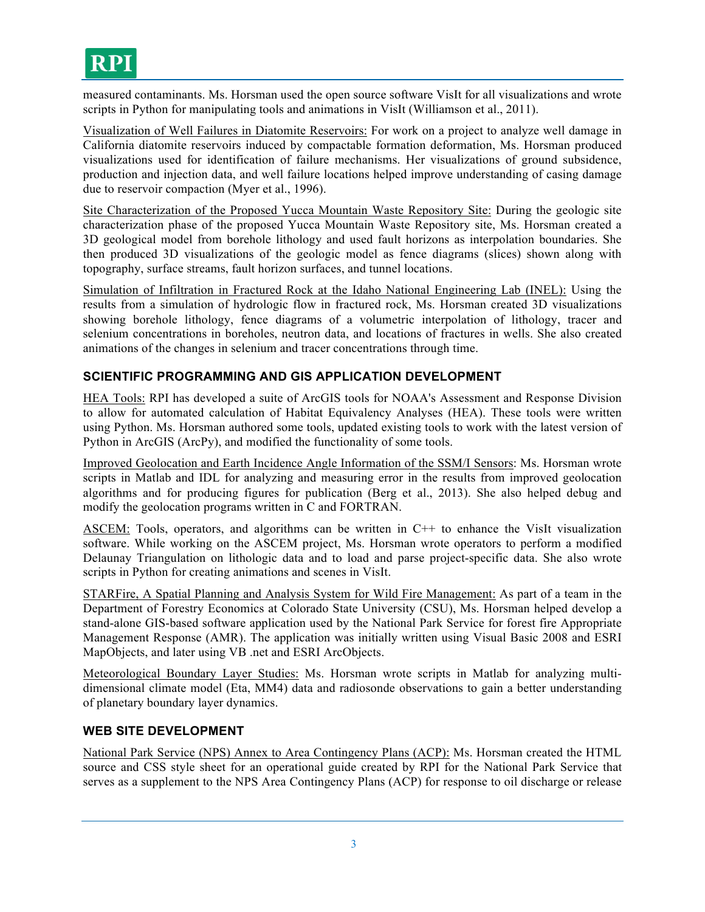measured contaminants. Ms. Horsman used the open source software VisIt for all visualizations and wrote scripts in Python for manipulating tools and animations in VisIt (Williamson et al., 2011).

Visualization of Well Failures in Diatomite Reservoirs: For work on a project to analyze well damage in California diatomite reservoirs induced by compactable formation deformation, Ms. Horsman produced visualizations used for identification of failure mechanisms. Her visualizations of ground subsidence, production and injection data, and well failure locations helped improve understanding of casing damage due to reservoir compaction (Myer et al., 1996).

Site Characterization of the Proposed Yucca Mountain Waste Repository Site: During the geologic site characterization phase of the proposed Yucca Mountain Waste Repository site, Ms. Horsman created a 3D geological model from borehole lithology and used fault horizons as interpolation boundaries. She then produced 3D visualizations of the geologic model as fence diagrams (slices) shown along with topography, surface streams, fault horizon surfaces, and tunnel locations.

Simulation of Infiltration in Fractured Rock at the Idaho National Engineering Lab (INEL): Using the results from a simulation of hydrologic flow in fractured rock, Ms. Horsman created 3D visualizations showing borehole lithology, fence diagrams of a volumetric interpolation of lithology, tracer and selenium concentrations in boreholes, neutron data, and locations of fractures in wells. She also created animations of the changes in selenium and tracer concentrations through time.

### SCIENTIFIC PROGRAMMING AND GIS APPLICATION DEVELOPMENT

HEA Tools: RPI has developed a suite of ArcGIS tools for NOAA's Assessment and Response Division to allow for automated calculation of Habitat Equivalency Analyses (HEA). These tools were written using Python. Ms. Horsman authored some tools, updated existing tools to work with the latest version of Python in ArcGIS (ArcPy), and modified the functionality of some tools.

Improved Geolocation and Earth Incidence Angle Information of the SSM/I Sensors: Ms. Horsman wrote scripts in Matlab and IDL for analyzing and measuring error in the results from improved geolocation algorithms and for producing figures for publication (Berg et al., 2013). She also helped debug and modify the geolocation programs written in C and FORTRAN.

ASCEM: Tools, operators, and algorithms can be written in C++ to enhance the VisIt visualization software. While working on the ASCEM project, Ms. Horsman wrote operators to perform a modified Delaunay Triangulation on lithologic data and to load and parse project-specific data. She also wrote scripts in Python for creating animations and scenes in VisIt.

STARFire, A Spatial Planning and Analysis System for Wild Fire Management: As part of a team in the Department of Forestry Economics at Colorado State University (CSU), Ms. Horsman helped develop a stand-alone GIS-based software application used by the National Park Service for forest fire Appropriate Management Response (AMR). The application was initially written using Visual Basic 2008 and ESRI MapObjects, and later using VB .net and ESRI ArcObjects.

Meteorological Boundary Layer Studies: Ms. Horsman wrote scripts in Matlab for analyzing multi-dimensional climate model (Eta, MM4) data and radiosonde observations to gain a better understanding of planetary boundary layer dynamics.

### WEB SITE DEVELOPMENT

National Park Service (NPS) Annex to Area Contingency Plans (ACP): Ms. Horsman created the HTML source and CSS style sheet for an operational guide created by RPI for the National Park Service that serves as a supplement to the NPS Area Contingency Plans (ACP) for response to oil discharge or release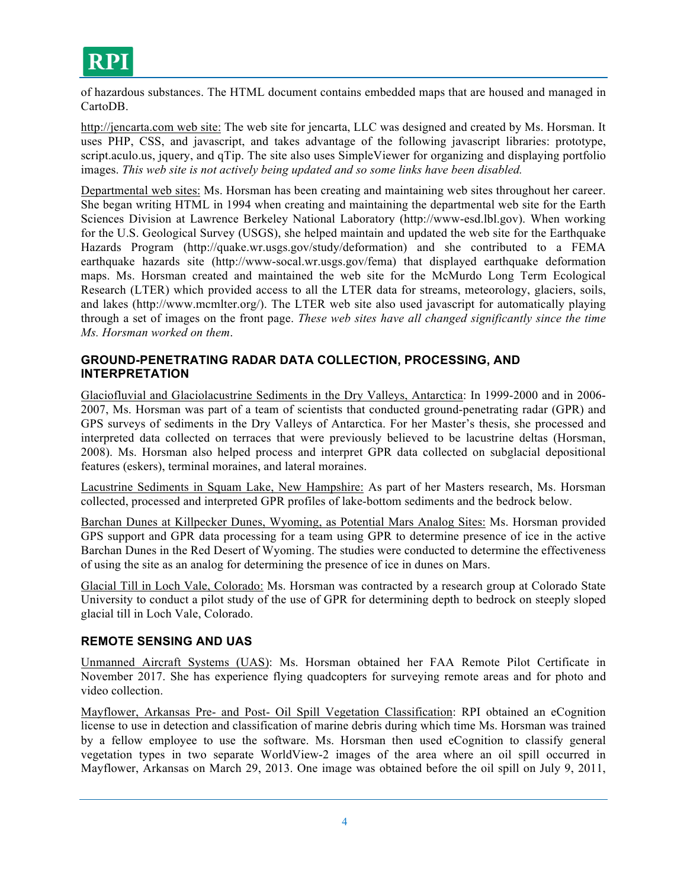of hazardous substances. The HTML document contains embedded maps that are housed and managed in CartoDB.

<u>http://jencarta.com web site:</u> The web site for jencarta, LLC was designed and created by Ms. Horsman. It uses PHP, CSS, and javascript, and takes advantage of the following javascript libraries: prototype, script.aculo.us, jquery, and qTip. The site also uses SimpleViewer for organizing and displaying portfolio images. *This web site is not actively being updated and so some links have been disabled.*

<u>Departmental web sites:</u> Ms. Horsman has been creating and maintaining web sites throughout her career. She began writing HTML in 1994 when creating and maintaining the departmental web site for the Earth Sciences Division at Lawrence Berkeley National Laboratory (http://www-esd.lbl.gov). When working for the U.S. Geological Survey (USGS), she helped maintain and updated the web site for the Earthquake Hazards Program (http://quake.wr.usgs.gov/study/deformation) and she contributed to a FEMA earthquake hazards site (http://www-socal.wr.usgs.gov/fema) that displayed earthquake deformation maps. Ms. Horsman created and maintained the web site for the McMurdo Long Term Ecological Research (LTER) which provided access to all the LTER data for streams, meteorology, glaciers, soils, and lakes (http://www.mcmlter.org/). The LTER web site also used javascript for automatically playing through a set of images on the front page. *These web sites have all changed significantly since the time Ms. Horsman worked on them*.

### GROUND-PENETRATING RADAR DATA COLLECTION, PROCESSING, AND INTERPRETATION

<u>Glaciofluvial and Glaciolacustrine Sediments in the Dry Valleys, Antarctica</u>: In 1999-2000 and in 2006-2007, Ms. Horsman was part of a team of scientists that conducted ground-penetrating radar (GPR) and GPS surveys of sediments in the Dry Valleys of Antarctica. For her Master's thesis, she processed and interpreted data collected on terraces that were previously believed to be lacustrine deltas (Horsman, 2008). Ms. Horsman also helped process and interpret GPR data collected on subglacial depositional features (eskers), terminal moraines, and lateral moraines.

<u>Lacustrine Sediments in Squam Lake, New Hampshire:</u> As part of her Masters research, Ms. Horsman collected, processed and interpreted GPR profiles of lake-bottom sediments and the bedrock below.

<u>Barchan Dunes at Killpecker Dunes, Wyoming, as Potential Mars Analog Sites:</u> Ms. Horsman provided GPS support and GPR data processing for a team using GPR to determine presence of ice in the active Barchan Dunes in the Red Desert of Wyoming. The studies were conducted to determine the effectiveness of using the site as an analog for determining the presence of ice in dunes on Mars.

<u>Glacial Till in Loch Vale, Colorado:</u> Ms. Horsman was contracted by a research group at Colorado State University to conduct a pilot study of the use of GPR for determining depth to bedrock on steeply sloped glacial till in Loch Vale, Colorado.

### REMOTE SENSING AND UAS

<u>Unmanned Aircraft Systems (UAS)</u>: Ms. Horsman obtained her FAA Remote Pilot Certificate in November 2017. She has experience flying quadcopters for surveying remote areas and for photo and video collection.

<u>Mayflower, Arkansas Pre- and Post- Oil Spill Vegetation Classification</u>: RPI obtained an eCognition license to use in detection and classification of marine debris during which time Ms. Horsman was trained by a fellow employee to use the software. Ms. Horsman then used eCognition to classify general vegetation types in two separate WorldView-2 images of the area where an oil spill occurred in Mayflower, Arkansas on March 29, 2013. One image was obtained before the oil spill on July 9, 2011,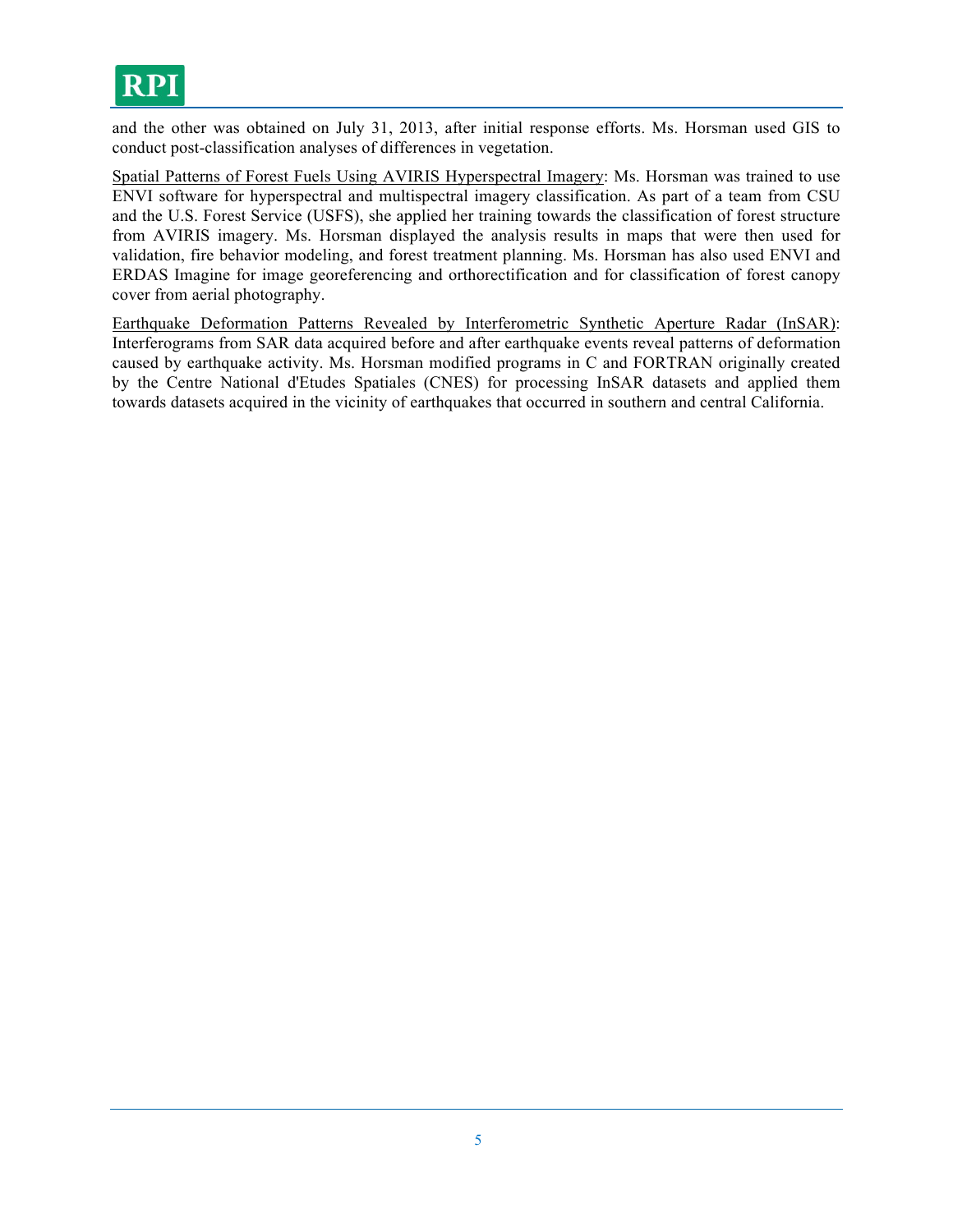and the other was obtained on July 31, 2013, after initial response efforts. Ms. Horsman used GIS to conduct post-classification analyses of differences in vegetation.

<u>Spatial Patterns of Forest Fuels Using AVIRIS Hyperspectral Imagery</u>: Ms. Horsman was trained to use ENVI software for hyperspectral and multispectral imagery classification. As part of a team from CSU and the U.S. Forest Service (USFS), she applied her training towards the classification of forest structure from AVIRIS imagery. Ms. Horsman displayed the analysis results in maps that were then used for validation, fire behavior modeling, and forest treatment planning. Ms. Horsman has also used ENVI and ERDAS Imagine for image georeferencing and orthorectification and for classification of forest canopy cover from aerial photography.

<u>Earthquake Deformation Patterns Revealed by Interferometric Synthetic Aperture Radar (InSAR)</u>: Interferograms from SAR data acquired before and after earthquake events reveal patterns of deformation caused by earthquake activity. Ms. Horsman modified programs in C and FORTRAN originally created by the Centre National d'Etudes Spatiales (CNES) for processing InSAR datasets and applied them towards datasets acquired in the vicinity of earthquakes that occurred in southern and central California.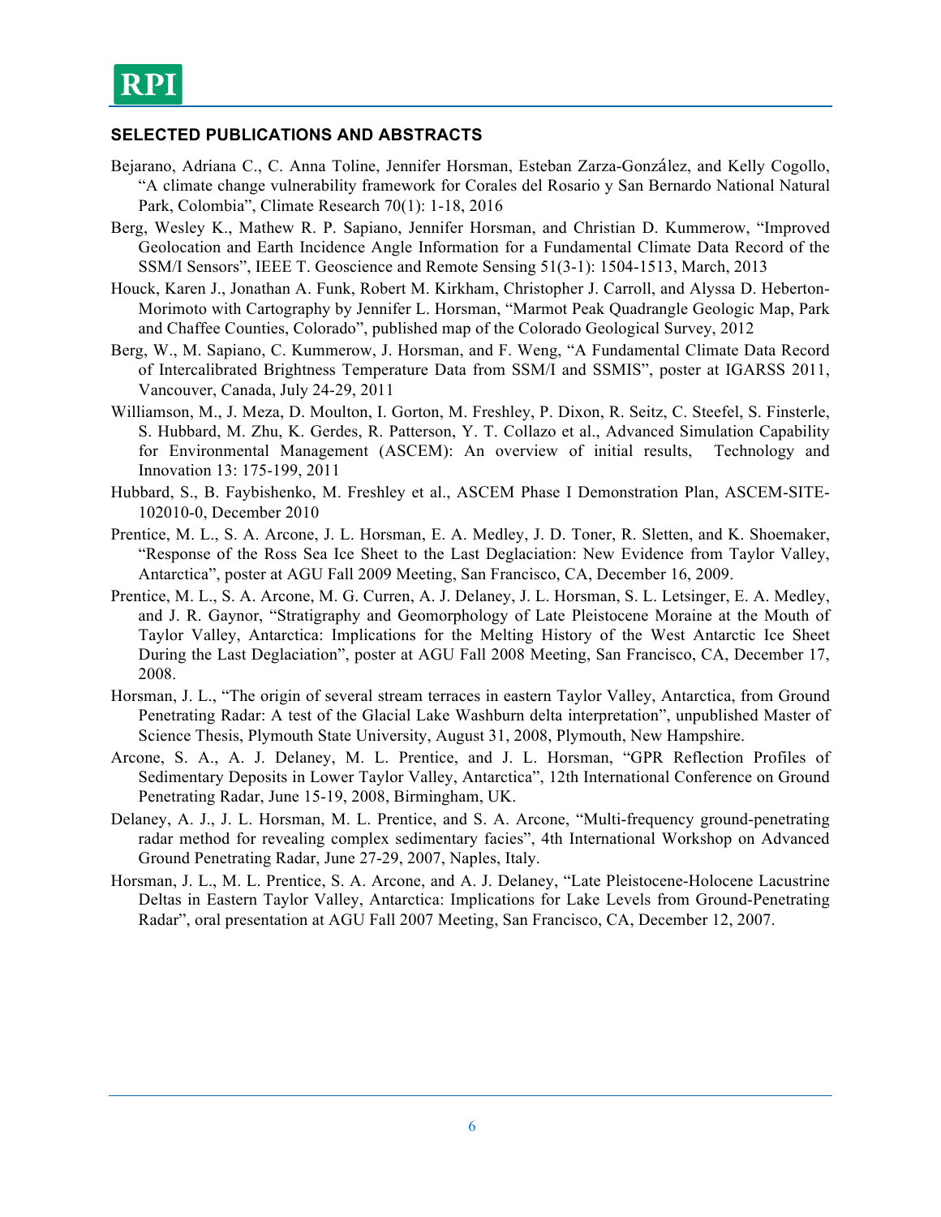## SELECTED PUBLICATIONS AND ABSTRACTS

Bejarano, Adriana C., C. Anna Toline, Jennifer Horsman, Esteban Zarza-González, and Kelly Cogollo, "A climate change vulnerability framework for Corales del Rosario y San Bernardo National Natural Park, Colombia", Climate Research 70(1): 1-18, 2016

Berg, Wesley K., Mathew R. P. Sapiano, Jennifer Horsman, and Christian D. Kummerow, "Improved Geolocation and Earth Incidence Angle Information for a Fundamental Climate Data Record of the SSM/I Sensors", IEEE T. Geoscience and Remote Sensing 51(3-1): 1504-1513, March, 2013

Houck, Karen J., Jonathan A. Funk, Robert M. Kirkham, Christopher J. Carroll, and Alyssa D. Heberton-Morimoto with Cartography by Jennifer L. Horsman, "Marmot Peak Quadrangle Geologic Map, Park and Chaffee Counties, Colorado", published map of the Colorado Geological Survey, 2012

Berg, W., M. Sapiano, C. Kummerow, J. Horsman, and F. Weng, "A Fundamental Climate Data Record of Intercalibrated Brightness Temperature Data from SSM/I and SSMIS", poster at IGARSS 2011, Vancouver, Canada, July 24-29, 2011

Williamson, M., J. Meza, D. Moulton, I. Gorton, M. Freshley, P. Dixon, R. Seitz, C. Steefel, S. Finsterle, S. Hubbard, M. Zhu, K. Gerdes, R. Patterson, Y. T. Collazo et al., Advanced Simulation Capability for Environmental Management (ASCEM): An overview of initial results, Technology and Innovation 13: 175-199, 2011

Hubbard, S., B. Faybishenko, M. Freshley et al., ASCEM Phase I Demonstration Plan, ASCEM-SITE-102010-0, December 2010

Prentice, M. L., S. A. Arcone, J. L. Horsman, E. A. Medley, J. D. Toner, R. Sletten, and K. Shoemaker, "Response of the Ross Sea Ice Sheet to the Last Deglaciation: New Evidence from Taylor Valley, Antarctica", poster at AGU Fall 2009 Meeting, San Francisco, CA, December 16, 2009.

Prentice, M. L., S. A. Arcone, M. G. Curren, A. J. Delaney, J. L. Horsman, S. L. Letsinger, E. A. Medley, and J. R. Gaynor, "Stratigraphy and Geomorphology of Late Pleistocene Moraine at the Mouth of Taylor Valley, Antarctica: Implications for the Melting History of the West Antarctic Ice Sheet During the Last Deglaciation", poster at AGU Fall 2008 Meeting, San Francisco, CA, December 17, 2008.

Horsman, J. L., "The origin of several stream terraces in eastern Taylor Valley, Antarctica, from Ground Penetrating Radar: A test of the Glacial Lake Washburn delta interpretation", unpublished Master of Science Thesis, Plymouth State University, August 31, 2008, Plymouth, New Hampshire.

Arcone, S. A., A. J. Delaney, M. L. Prentice, and J. L. Horsman, "GPR Reflection Profiles of Sedimentary Deposits in Lower Taylor Valley, Antarctica", 12th International Conference on Ground Penetrating Radar, June 15-19, 2008, Birmingham, UK.

Delaney, A. J., J. L. Horsman, M. L. Prentice, and S. A. Arcone, "Multi-frequency ground-penetrating radar method for revealing complex sedimentary facies", 4th International Workshop on Advanced Ground Penetrating Radar, June 27-29, 2007, Naples, Italy.

Horsman, J. L., M. L. Prentice, S. A. Arcone, and A. J. Delaney, "Late Pleistocene-Holocene Lacustrine Deltas in Eastern Taylor Valley, Antarctica: Implications for Lake Levels from Ground-Penetrating Radar", oral presentation at AGU Fall 2007 Meeting, San Francisco, CA, December 12, 2007.